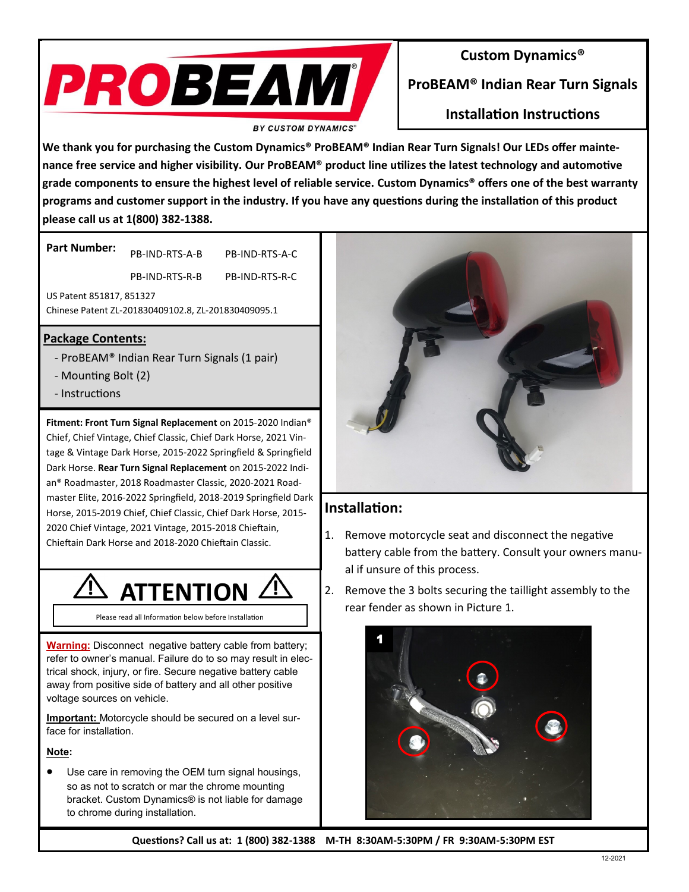# Custom Dynamics®

## ProBEAM® Indian Rear Turn Signals

## Installation Instructions

**We thank you for purchasing the Custom Dynamics® ProBEAM® Indian Rear Turn Signals! Our LEDs offer maintenance free service and higher visibility. Our ProBEAM® product line utilizes the latest technology and automotive grade components to ensure the highest level of reliable service. Custom Dynamics® offers one of the best warranty programs and customer support in the industry. If you have any questions during the installation of this product please call us at 1(800) 382-1388.**

**Part Number:** PB-IND-RTS-A-B PB-IND-RTS-A-C PB-IND-RTS-R-B PB-IND-RTS-R-C

US Patent 851817, 851327

Chinese Patent ZL-201830409102.8, ZL-201830409095.1

### Package Contents:

- ProBEAM® Indian Rear Turn Signals (1 pair)
- Mounting Bolt (2)
- Instructions

**Fitment: Front Turn Signal Replacement** on 2015-2020 Indian® Chief, Chief Vintage, Chief Classic, Chief Dark Horse, 2021 Vintage & Vintage Dark Horse, 2015-2022 Springfield & Springfield Dark Horse. **Rear Turn Signal Replacement** on 2015-2022 Indian® Roadmaster, 2018 Roadmaster Classic, 2020-2021 Roadmaster Elite, 2016-2022 Springfield, 2018-2019 Springfield Dark Horse, 2015-2019 Chief, Chief Classic, Chief Dark Horse, 2015-2020 Chief Vintage, 2021 Vintage, 2015-2018 Chieftain, Chieftain Dark Horse and 2018-2020 Chieftain Classic.

## ⚠ ATTENTION ⚠

Please read all Information below before Installation

**Warning:** Disconnect negative battery cable from battery; refer to owner's manual. Failure do to so may result in electrical shock, injury, or fire. Secure negative battery cable away from positive side of battery and all other positive voltage sources on vehicle.

**Important:** Motorcycle should be secured on a level surface for installation.

**Note:**

- Use care in removing the OEM turn signal housings, so as not to scratch or mar the chrome mounting bracket. Custom Dynamics® is not liable for damage to chrome during installation.

## Installation:

1. Remove motorcycle seat and disconnect the negative battery cable from the battery. Consult your owners manual if unsure of this process.
2. Remove the 3 bolts securing the taillight assembly to the rear fender as shown in Picture 1.

1

**Questions? Call us at: 1 (800) 382-1388 M-TH 8:30AM-5:30PM / FR 9:30AM-5:30PM EST**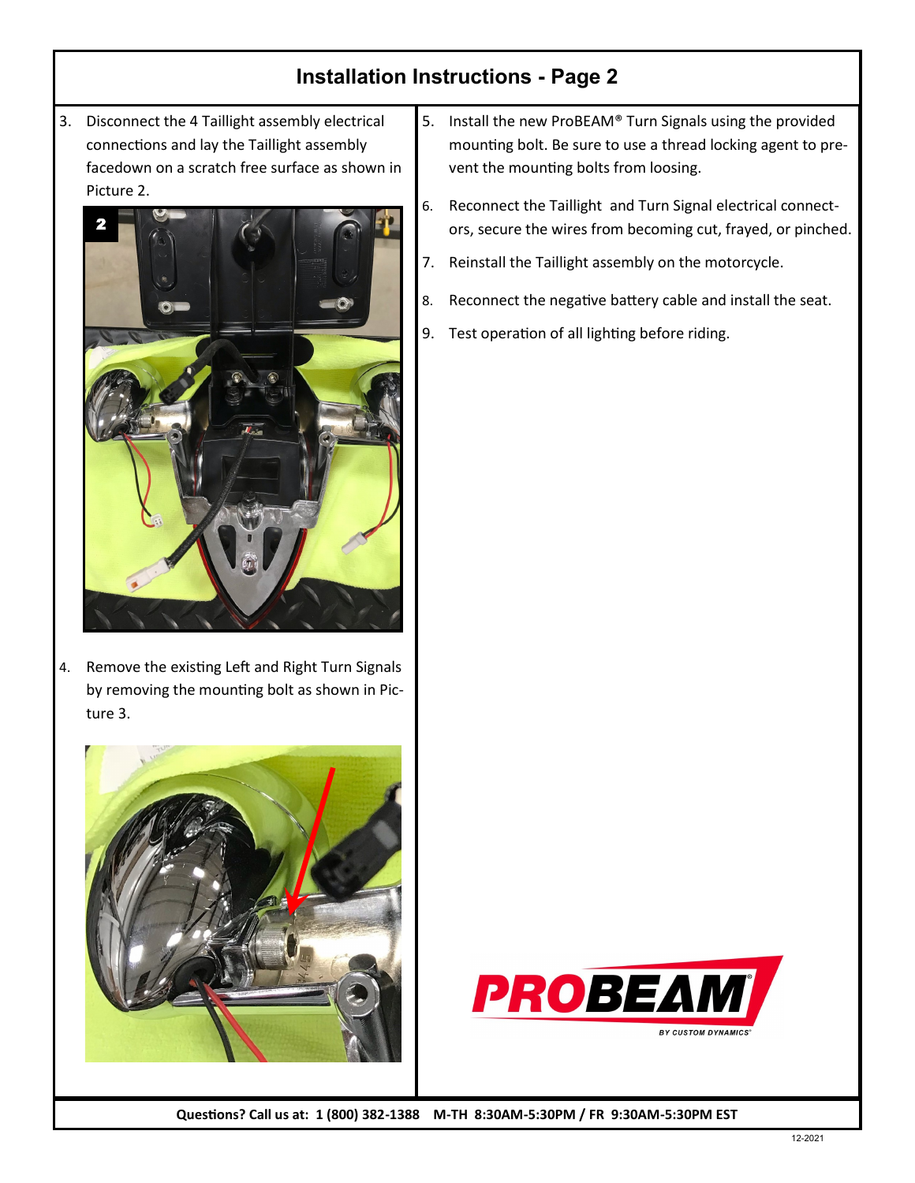## Installation Instructions - Page 2

3. Disconnect the 4 Taillight assembly electrical connections and lay the Taillight assembly facedown on a scratch free surface as shown in Picture 2.

4. Remove the existing Left and Right Turn Signals by removing the mounting bolt as shown in Picture 3.

5. Install the new ProBEAM® Turn Signals using the provided mounting bolt. Be sure to use a thread locking agent to prevent the mounting bolts from loosing.

6. Reconnect the Taillight and Turn Signal electrical connectors, secure the wires from becoming cut, frayed, or pinched.

7. Reinstall the Taillight assembly on the motorcycle.

8. Reconnect the negative battery cable and install the seat.

9. Test operation of all lighting before riding.

**Questions? Call us at: 1 (800) 382-1388 M-TH 8:30AM-5:30PM / FR 9:30AM-5:30PM EST**

12-2021